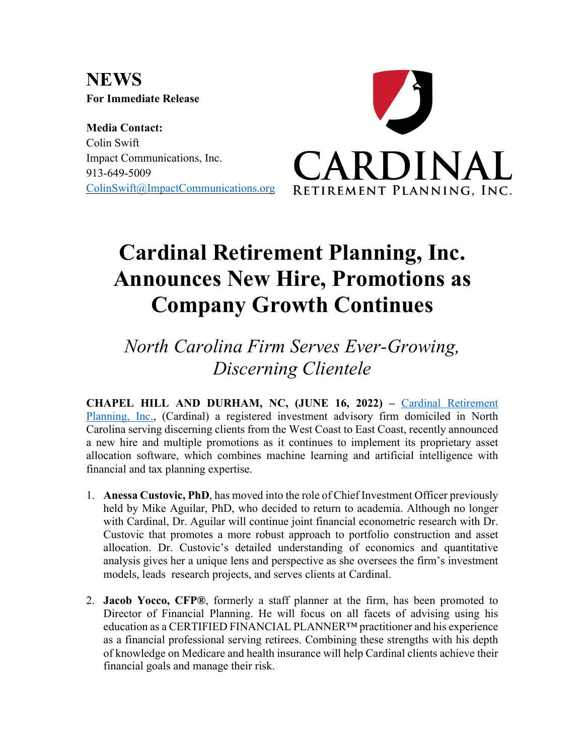# NEWS

**For Immediate Release**

**Media Contact:**
Colin Swift
Impact Communications, Inc.
913-649-5009
ColinSwift@ImpactCommunications.org

CARDINAL
RETIREMENT PLANNING, INC.

# Cardinal Retirement Planning, Inc. Announces New Hire, Promotions as Company Growth Continues

## *North Carolina Firm Serves Ever-Growing, Discerning Clientele*

**CHAPEL HILL AND DURHAM, NC, (JUNE 16, 2022) –** Cardinal Retirement Planning, Inc., (Cardinal) a registered investment advisory firm domiciled in North Carolina serving discerning clients from the West Coast to East Coast, recently announced a new hire and multiple promotions as it continues to implement its proprietary asset allocation software, which combines machine learning and artificial intelligence with financial and tax planning expertise.

1. **Anessa Custovic, PhD**, has moved into the role of Chief Investment Officer previously held by Mike Aguilar, PhD, who decided to return to academia. Although no longer with Cardinal, Dr. Aguilar will continue joint financial econometric research with Dr. Custovic that promotes a more robust approach to portfolio construction and asset allocation. Dr. Custovic's detailed understanding of economics and quantitative analysis gives her a unique lens and perspective as she oversees the firm's investment models, leads research projects, and serves clients at Cardinal.

2. **Jacob Yocco, CFP®**, formerly a staff planner at the firm, has been promoted to Director of Financial Planning. He will focus on all facets of advising using his education as a CERTIFIED FINANCIAL PLANNER™ practitioner and his experience as a financial professional serving retirees. Combining these strengths with his depth of knowledge on Medicare and health insurance will help Cardinal clients achieve their financial goals and manage their risk.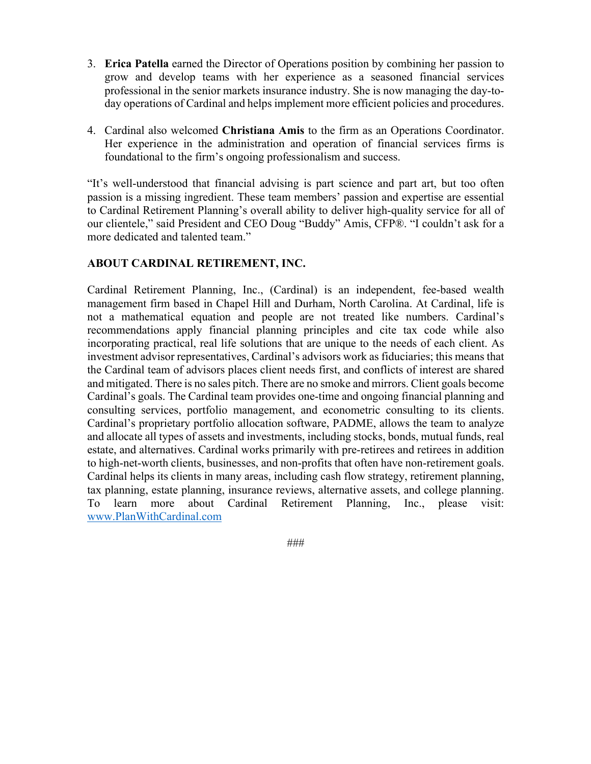3. **Erica Patella** earned the Director of Operations position by combining her passion to grow and develop teams with her experience as a seasoned financial services professional in the senior markets insurance industry. She is now managing the day-to-day operations of Cardinal and helps implement more efficient policies and procedures.

4. Cardinal also welcomed **Christiana Amis** to the firm as an Operations Coordinator. Her experience in the administration and operation of financial services firms is foundational to the firm's ongoing professionalism and success.

"It's well-understood that financial advising is part science and part art, but too often passion is a missing ingredient. These team members' passion and expertise are essential to Cardinal Retirement Planning's overall ability to deliver high-quality service for all of our clientele," said President and CEO Doug "Buddy" Amis, CFP®. "I couldn't ask for a more dedicated and talented team."

**ABOUT CARDINAL RETIREMENT, INC.**

Cardinal Retirement Planning, Inc., (Cardinal) is an independent, fee-based wealth management firm based in Chapel Hill and Durham, North Carolina. At Cardinal, life is not a mathematical equation and people are not treated like numbers. Cardinal's recommendations apply financial planning principles and cite tax code while also incorporating practical, real life solutions that are unique to the needs of each client. As investment advisor representatives, Cardinal's advisors work as fiduciaries; this means that the Cardinal team of advisors places client needs first, and conflicts of interest are shared and mitigated. There is no sales pitch. There are no smoke and mirrors. Client goals become Cardinal's goals. The Cardinal team provides one-time and ongoing financial planning and consulting services, portfolio management, and econometric consulting to its clients. Cardinal's proprietary portfolio allocation software, PADME, allows the team to analyze and allocate all types of assets and investments, including stocks, bonds, mutual funds, real estate, and alternatives. Cardinal works primarily with pre-retirees and retirees in addition to high-net-worth clients, businesses, and non-profits that often have non-retirement goals. Cardinal helps its clients in many areas, including cash flow strategy, retirement planning, tax planning, estate planning, insurance reviews, alternative assets, and college planning. To learn more about Cardinal Retirement Planning, Inc., please visit: www.PlanWithCardinal.com

###